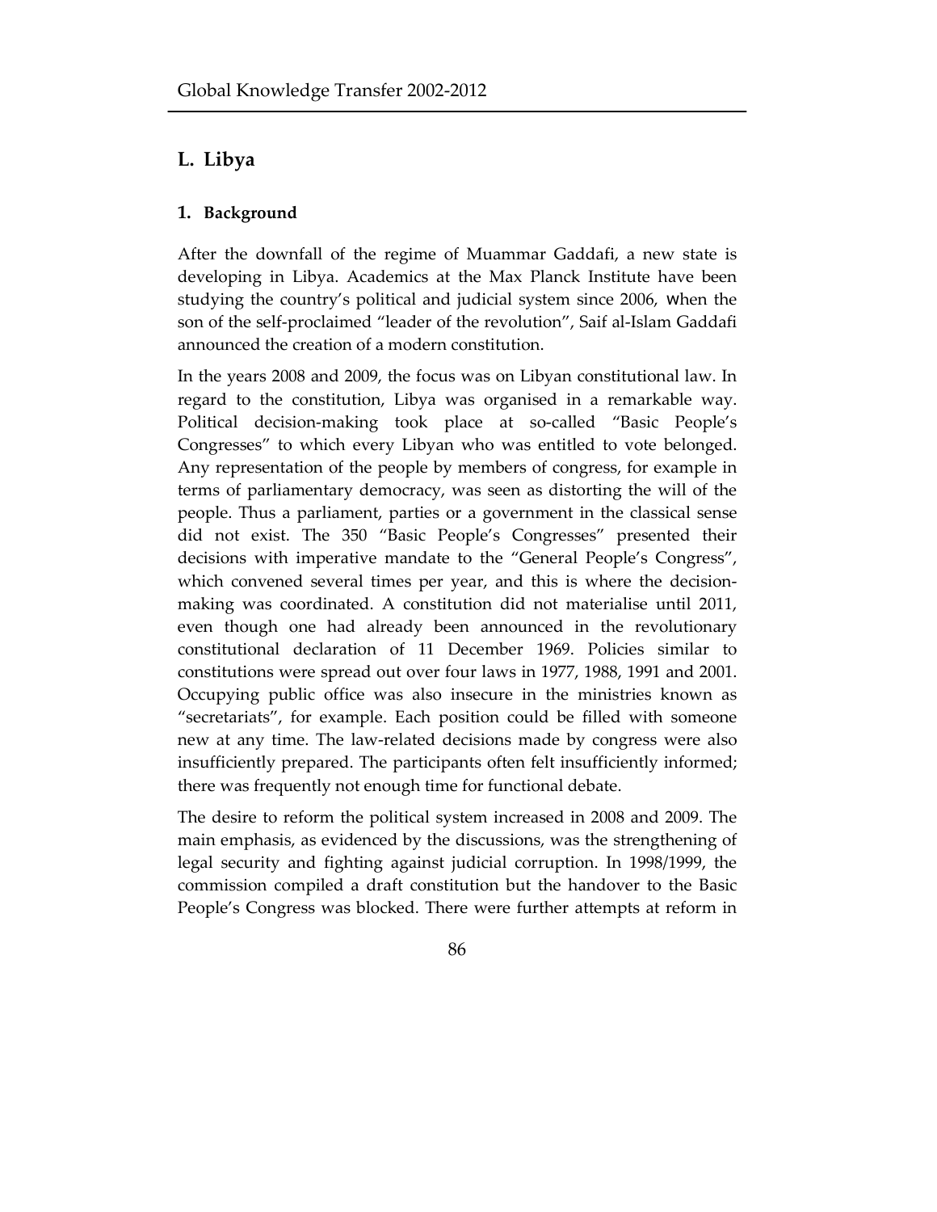## L. Libya

### 1. Background

After the downfall of the regime of Muammar Gaddafi, a new state is developing in Libya. Academics at the Max Planck Institute have been studying the country's political and judicial system since 2006, when the son of the self-proclaimed "leader of the revolution", Saif al-Islam Gaddafi announced the creation of a modern constitution.

In the years 2008 and 2009, the focus was on Libyan constitutional law. In regard to the constitution, Libya was organised in a remarkable way. Political decision-making took place at so-called "Basic People's Congresses" to which every Libyan who was entitled to vote belonged. Any representation of the people by members of congress, for example in terms of parliamentary democracy, was seen as distorting the will of the people. Thus a parliament, parties or a government in the classical sense did not exist. The 350 "Basic People's Congresses" presented their decisions with imperative mandate to the "General People's Congress", which convened several times per year, and this is where the decision-making was coordinated. A constitution did not materialise until 2011, even though one had already been announced in the revolutionary constitutional declaration of 11 December 1969. Policies similar to constitutions were spread out over four laws in 1977, 1988, 1991 and 2001. Occupying public office was also insecure in the ministries known as "secretariats", for example. Each position could be filled with someone new at any time. The law-related decisions made by congress were also insufficiently prepared. The participants often felt insufficiently informed; there was frequently not enough time for functional debate.

The desire to reform the political system increased in 2008 and 2009. The main emphasis, as evidenced by the discussions, was the strengthening of legal security and fighting against judicial corruption. In 1998/1999, the commission compiled a draft constitution but the handover to the Basic People's Congress was blocked. There were further attempts at reform in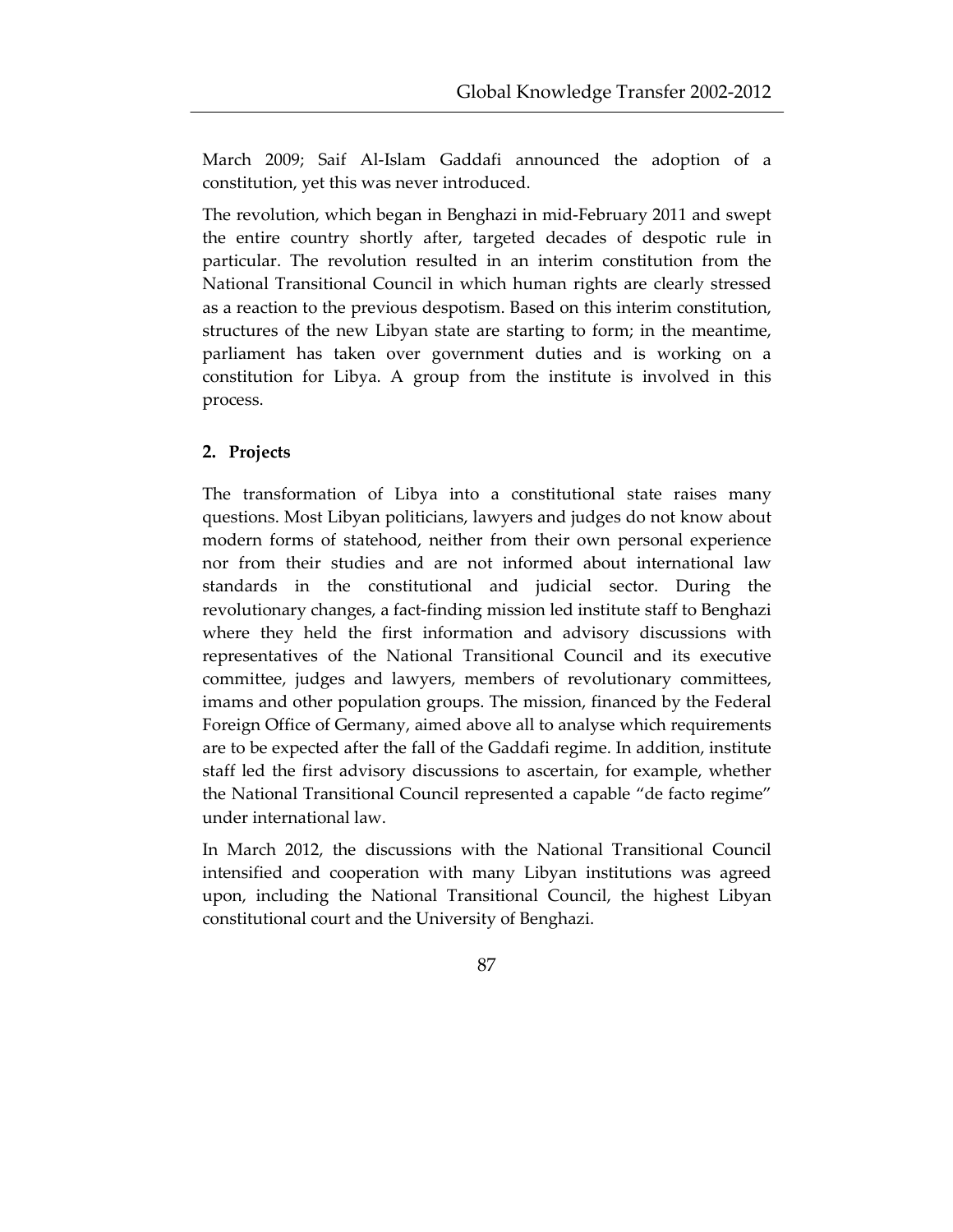March 2009; Saif Al-Islam Gaddafi announced the adoption of a constitution, yet this was never introduced.

The revolution, which began in Benghazi in mid-February 2011 and swept the entire country shortly after, targeted decades of despotic rule in particular. The revolution resulted in an interim constitution from the National Transitional Council in which human rights are clearly stressed as a reaction to the previous despotism. Based on this interim constitution, structures of the new Libyan state are starting to form; in the meantime, parliament has taken over government duties and is working on a constitution for Libya. A group from the institute is involved in this process.

## 2. Projects

The transformation of Libya into a constitutional state raises many questions. Most Libyan politicians, lawyers and judges do not know about modern forms of statehood, neither from their own personal experience nor from their studies and are not informed about international law standards in the constitutional and judicial sector. During the revolutionary changes, a fact-finding mission led institute staff to Benghazi where they held the first information and advisory discussions with representatives of the National Transitional Council and its executive committee, judges and lawyers, members of revolutionary committees, imams and other population groups. The mission, financed by the Federal Foreign Office of Germany, aimed above all to analyse which requirements are to be expected after the fall of the Gaddafi regime. In addition, institute staff led the first advisory discussions to ascertain, for example, whether the National Transitional Council represented a capable "de facto regime" under international law.

In March 2012, the discussions with the National Transitional Council intensified and cooperation with many Libyan institutions was agreed upon, including the National Transitional Council, the highest Libyan constitutional court and the University of Benghazi.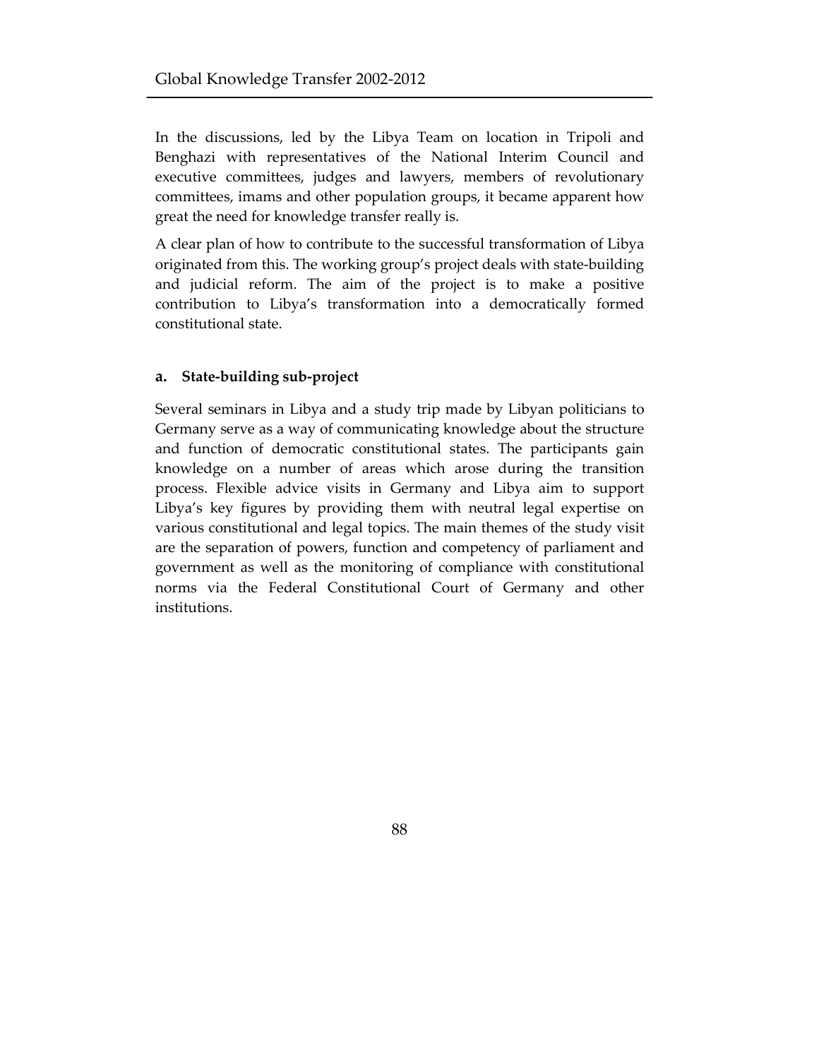In the discussions, led by the Libya Team on location in Tripoli and Benghazi with representatives of the National Interim Council and executive committees, judges and lawyers, members of revolutionary committees, imams and other population groups, it became apparent how great the need for knowledge transfer really is.

A clear plan of how to contribute to the successful transformation of Libya originated from this. The working group's project deals with state-building and judicial reform. The aim of the project is to make a positive contribution to Libya's transformation into a democratically formed constitutional state.

#### a. State-building sub-project

Several seminars in Libya and a study trip made by Libyan politicians to Germany serve as a way of communicating knowledge about the structure and function of democratic constitutional states. The participants gain knowledge on a number of areas which arose during the transition process. Flexible advice visits in Germany and Libya aim to support Libya's key figures by providing them with neutral legal expertise on various constitutional and legal topics. The main themes of the study visit are the separation of powers, function and competency of parliament and government as well as the monitoring of compliance with constitutional norms via the Federal Constitutional Court of Germany and other institutions.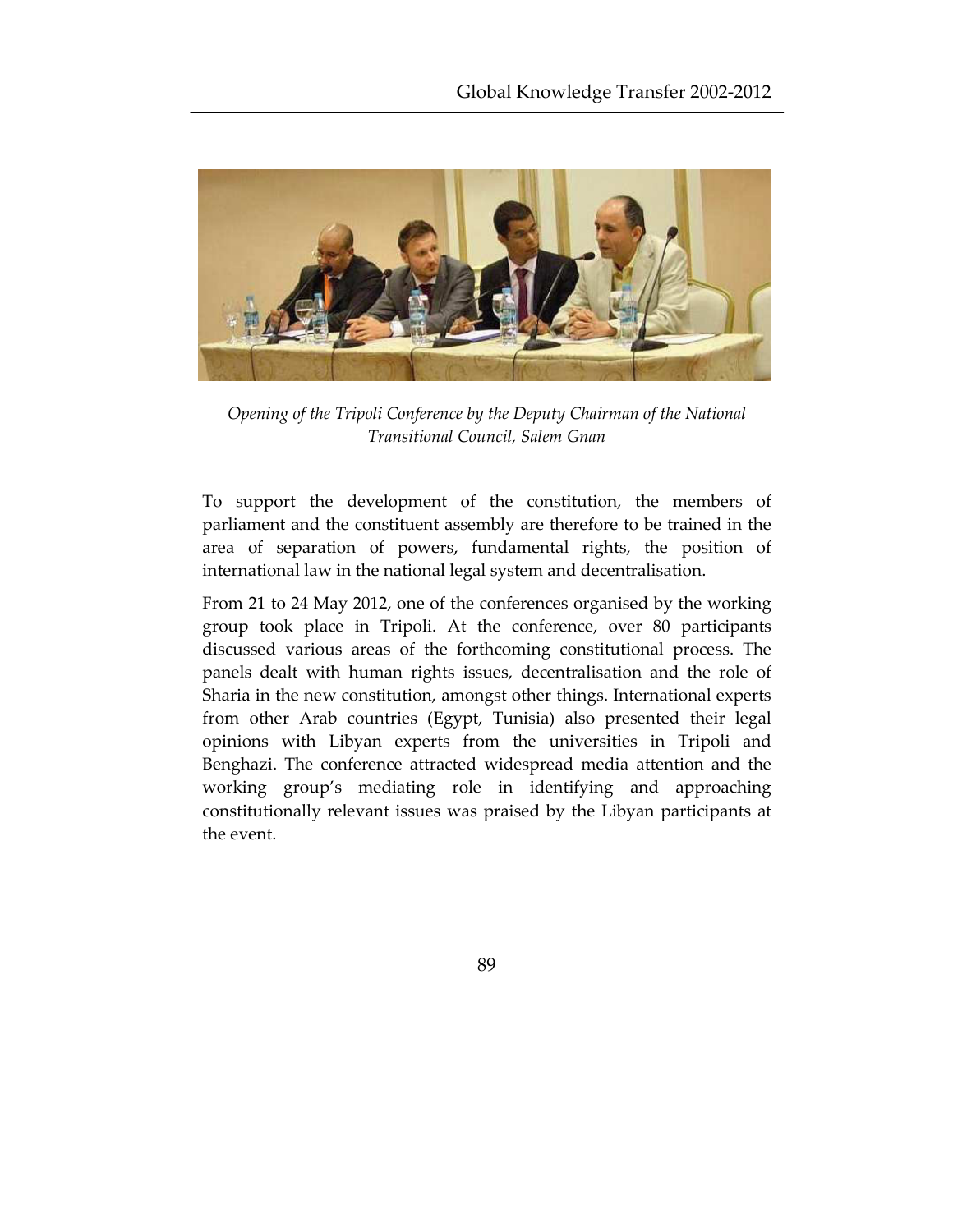*Opening of the Tripoli Conference by the Deputy Chairman of the National Transitional Council, Salem Gnan*

To support the development of the constitution, the members of parliament and the constituent assembly are therefore to be trained in the area of separation of powers, fundamental rights, the position of international law in the national legal system and decentralisation.

From 21 to 24 May 2012, one of the conferences organised by the working group took place in Tripoli. At the conference, over 80 participants discussed various areas of the forthcoming constitutional process. The panels dealt with human rights issues, decentralisation and the role of Sharia in the new constitution, amongst other things. International experts from other Arab countries (Egypt, Tunisia) also presented their legal opinions with Libyan experts from the universities in Tripoli and Benghazi. The conference attracted widespread media attention and the working group's mediating role in identifying and approaching constitutionally relevant issues was praised by the Libyan participants at the event.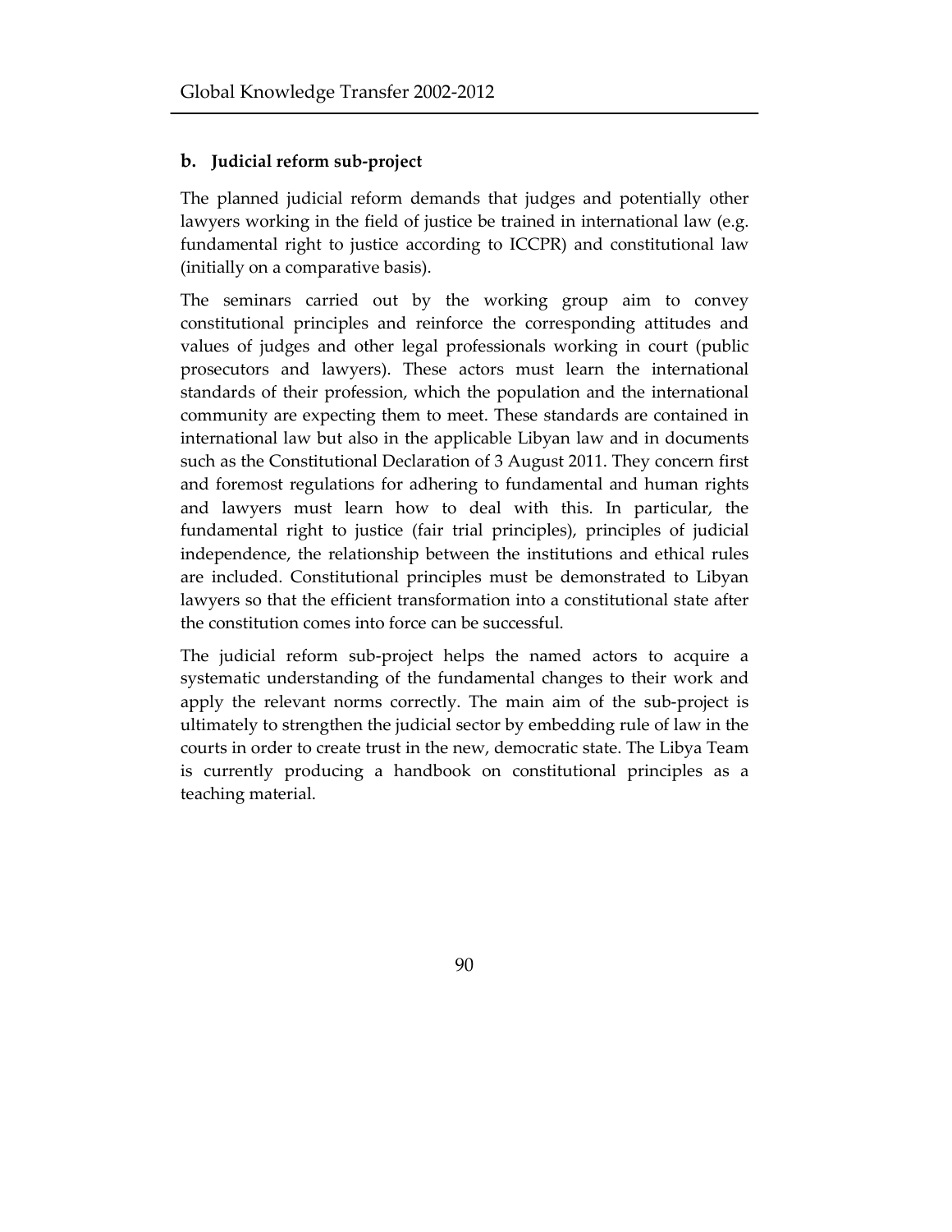### b. Judicial reform sub-project

The planned judicial reform demands that judges and potentially other lawyers working in the field of justice be trained in international law (e.g. fundamental right to justice according to ICCPR) and constitutional law (initially on a comparative basis).

The seminars carried out by the working group aim to convey constitutional principles and reinforce the corresponding attitudes and values of judges and other legal professionals working in court (public prosecutors and lawyers). These actors must learn the international standards of their profession, which the population and the international community are expecting them to meet. These standards are contained in international law but also in the applicable Libyan law and in documents such as the Constitutional Declaration of 3 August 2011. They concern first and foremost regulations for adhering to fundamental and human rights and lawyers must learn how to deal with this. In particular, the fundamental right to justice (fair trial principles), principles of judicial independence, the relationship between the institutions and ethical rules are included. Constitutional principles must be demonstrated to Libyan lawyers so that the efficient transformation into a constitutional state after the constitution comes into force can be successful.

The judicial reform sub-project helps the named actors to acquire a systematic understanding of the fundamental changes to their work and apply the relevant norms correctly. The main aim of the sub-project is ultimately to strengthen the judicial sector by embedding rule of law in the courts in order to create trust in the new, democratic state. The Libya Team is currently producing a handbook on constitutional principles as a teaching material.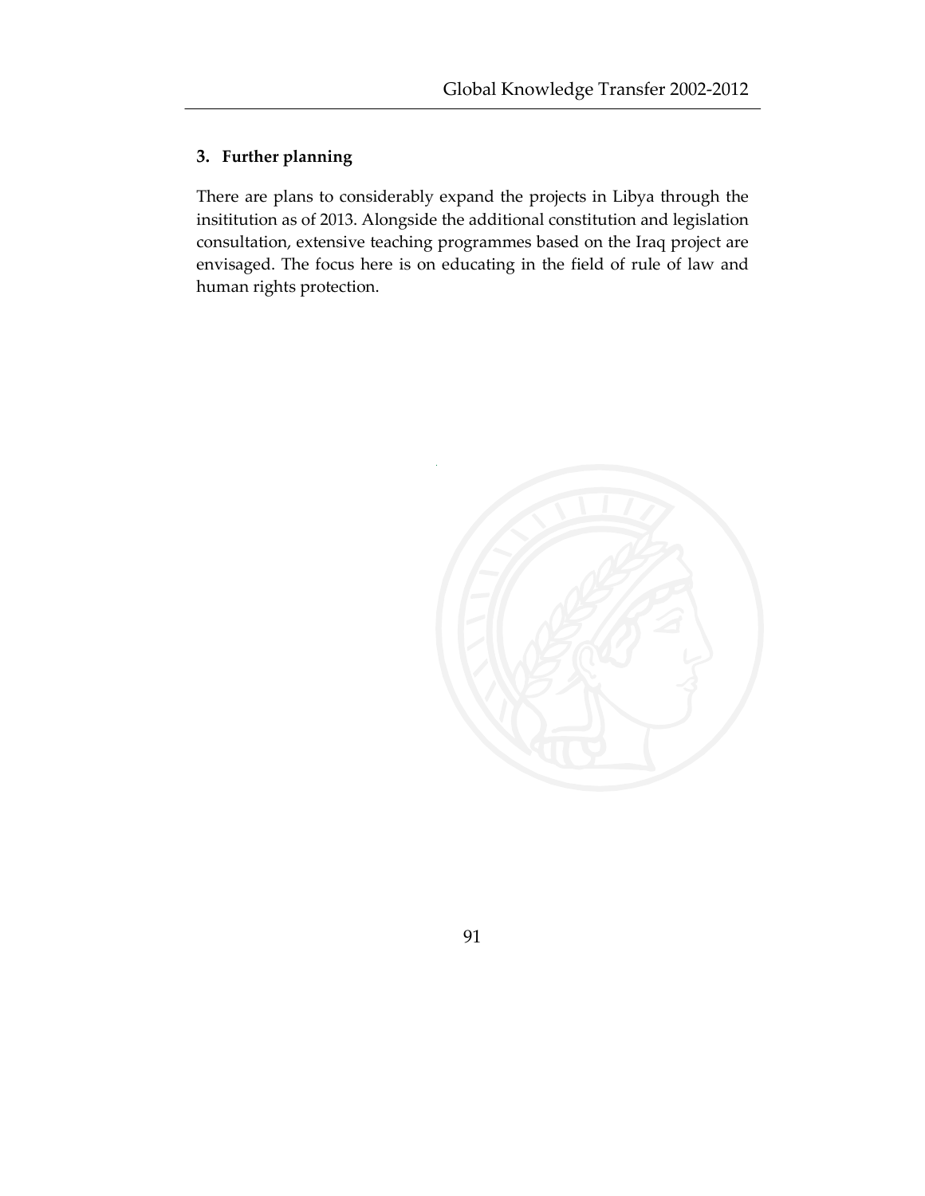### 3. Further planning

There are plans to considerably expand the projects in Libya through the insititution as of 2013. Alongside the additional constitution and legislation consultation, extensive teaching programmes based on the Iraq project are envisaged. The focus here is on educating in the field of rule of law and human rights protection.